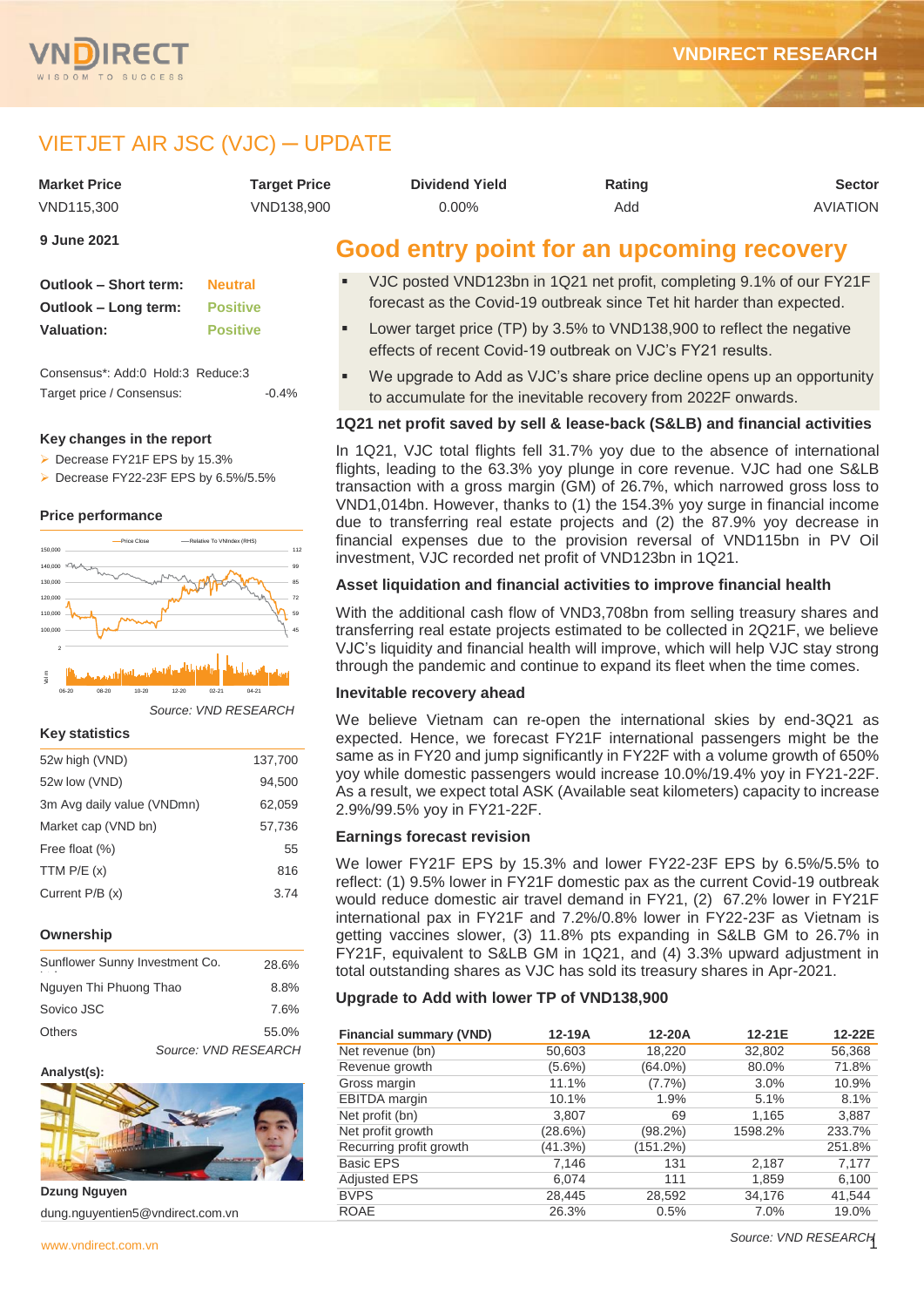# VIETJET AIR JSC (VJC) ─ UPDATE

| Market Price | Target Price | Dividend Yield | Rating | Sector |
|---|---|---|---|---|
| VND115,300 | VND138,900 | 0.00% | Add | AVIATION |

**9 June 2021**

| | |
|---|---|
| **Outlook – Short term:** | Neutral |
| **Outlook – Long term:** | Positive |
| **Valuation:** | Positive |

Consensus*: Add:0 Hold:3 Reduce:3

Target price / Consensus: -0.4%

### Key changes in the report

- Decrease FY21F EPS by 15.3%
- Decrease FY22-23F EPS by 6.5%/5.5%

### Price performance

*Source: VND RESEARCH*

### Key statistics

| | |
|---|---|
| 52w high (VND) | 137,700 |
| 52w low (VND) | 94,500 |
| 3m Avg daily value (VNDmn) | 62,059 |
| Market cap (VND bn) | 57,736 |
| Free float (%) | 55 |
| TTM P/E (x) | 816 |
| Current P/B (x) | 3.74 |

### Ownership

| | |
|---|---|
| Sunflower Sunny Investment Co. | 28.6% |
| Nguyen Thi Phuong Thao | 8.8% |
| Sovico JSC | 7.6% |
| Others | 55.0% |

*Source: VND RESEARCH*

**Analyst(s):**

**Dzung Nguyen**

dung.nguyentien5@vndirect.com.vn

## Good entry point for an upcoming recovery

- VJC posted VND123bn in 1Q21 net profit, completing 9.1% of our FY21F forecast as the Covid-19 outbreak since Tet hit harder than expected.
- Lower target price (TP) by 3.5% to VND138,900 to reflect the negative effects of recent Covid-19 outbreak on VJC's FY21 results.
- We upgrade to Add as VJC's share price decline opens up an opportunity to accumulate for the inevitable recovery from 2022F onwards.

### 1Q21 net profit saved by sell & lease-back (S&LB) and financial activities

In 1Q21, VJC total flights fell 31.7% yoy due to the absence of international flights, leading to the 63.3% yoy plunge in core revenue. VJC had one S&LB transaction with a gross margin (GM) of 26.7%, which narrowed gross loss to VND1,014bn. However, thanks to (1) the 154.3% yoy surge in financial income due to transferring real estate projects and (2) the 87.9% yoy decrease in financial expenses due to the provision reversal of VND115bn in PV Oil investment, VJC recorded net profit of VND123bn in 1Q21.

### Asset liquidation and financial activities to improve financial health

With the additional cash flow of VND3,708bn from selling treasury shares and transferring real estate projects estimated to be collected in 2Q21F, we believe VJC's liquidity and financial health will improve, which will help VJC stay strong through the pandemic and continue to expand its fleet when the time comes.

### Inevitable recovery ahead

We believe Vietnam can re-open the international skies by end-3Q21 as expected. Hence, we forecast FY21F international passengers might be the same as in FY20 and jump significantly in FY22F with a volume growth of 650% yoy while domestic passengers would increase 10.0%/19.4% yoy in FY21-22F. As a result, we expect total ASK (Available seat kilometers) capacity to increase 2.9%/99.5% yoy in FY21-22F.

### Earnings forecast revision

We lower FY21F EPS by 15.3% and lower FY22-23F EPS by 6.5%/5.5% to reflect: (1) 9.5% lower in FY21F domestic pax as the current Covid-19 outbreak would reduce domestic air travel demand in FY21, (2) 67.2% lower in FY21F international pax in FY21F and 7.2%/0.8% lower in FY22-23F as Vietnam is getting vaccines slower, (3) 11.8% pts expanding in S&LB GM to 26.7% in FY21F, equivalent to S&LB GM in 1Q21, and (4) 3.3% upward adjustment in total outstanding shares as VJC has sold its treasury shares in Apr-2021.

### Upgrade to Add with lower TP of VND138,900

| Financial summary (VND) | 12-19A | 12-20A | 12-21E | 12-22E |
|---|---|---|---|---|
| Net revenue (bn) | 50,603 | 18,220 | 32,802 | 56,368 |
| Revenue growth | (5.6%) | (64.0%) | 80.0% | 71.8% |
| Gross margin | 11.1% | (7.7%) | 3.0% | 10.9% |
| EBITDA margin | 10.1% | 1.9% | 5.1% | 8.1% |
| Net profit (bn) | 3,807 | 69 | 1,165 | 3,887 |
| Net profit growth | (28.6%) | (98.2%) | 1598.2% | 233.7% |
| Recurring profit growth | (41.3%) | (151.2%) | | 251.8% |
| Basic EPS | 7,146 | 131 | 2,187 | 7,177 |
| Adjusted EPS | 6,074 | 111 | 1,859 | 6,100 |
| BVPS | 28,445 | 28,592 | 34,176 | 41,544 |
| ROAE | 26.3% | 0.5% | 7.0% | 19.0% |

*Source: VND RESEARCH*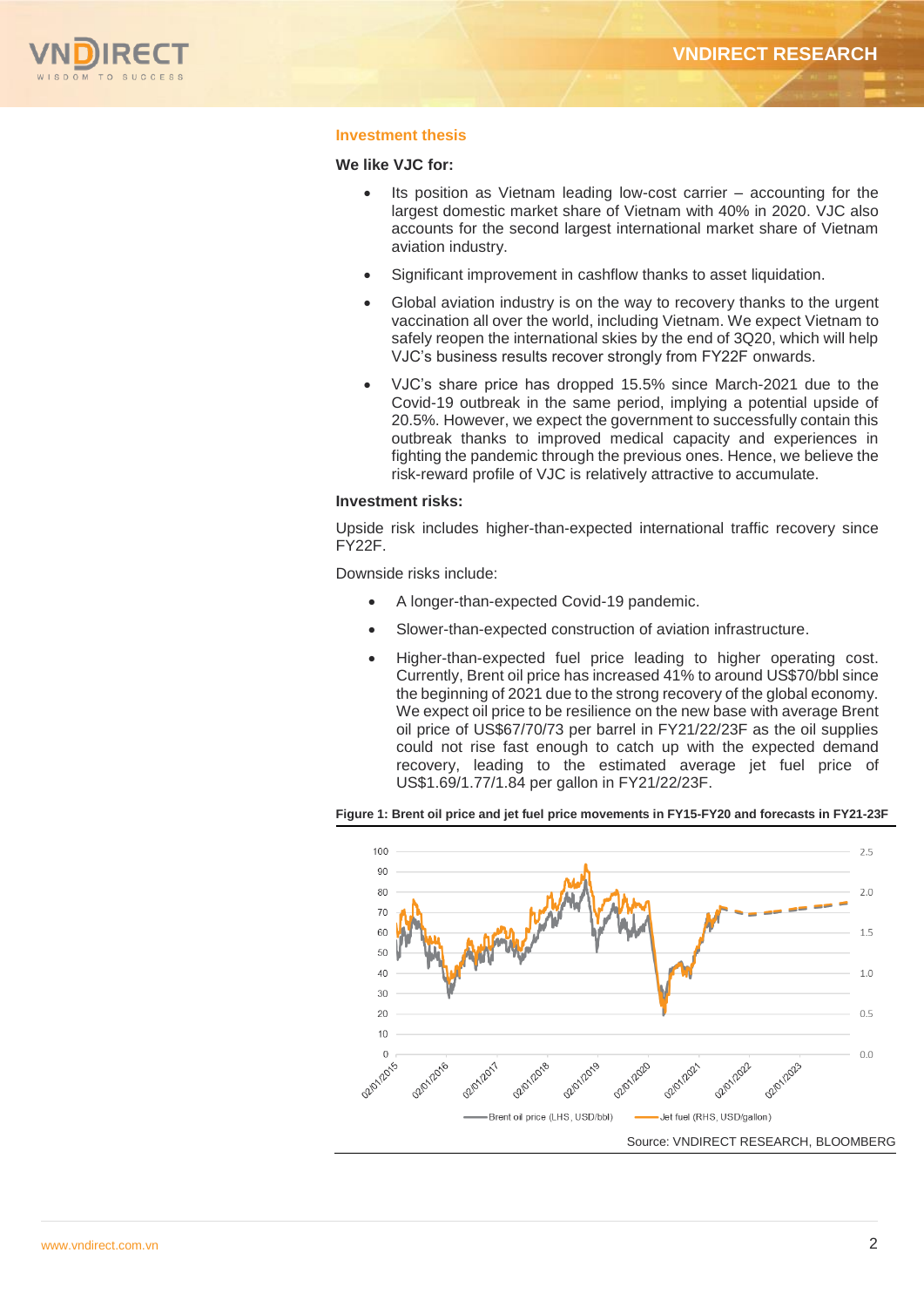## Investment thesis

**We like VJC for:**

- Its position as Vietnam leading low-cost carrier – accounting for the largest domestic market share of Vietnam with 40% in 2020. VJC also accounts for the second largest international market share of Vietnam aviation industry.
- Significant improvement in cashflow thanks to asset liquidation.
- Global aviation industry is on the way to recovery thanks to the urgent vaccination all over the world, including Vietnam. We expect Vietnam to safely reopen the international skies by the end of 3Q20, which will help VJC's business results recover strongly from FY22F onwards.
- VJC's share price has dropped 15.5% since March-2021 due to the Covid-19 outbreak in the same period, implying a potential upside of 20.5%. However, we expect the government to successfully contain this outbreak thanks to improved medical capacity and experiences in fighting the pandemic through the previous ones. Hence, we believe the risk-reward profile of VJC is relatively attractive to accumulate.

**Investment risks:**

Upside risk includes higher-than-expected international traffic recovery since FY22F.

Downside risks include:

- A longer-than-expected Covid-19 pandemic.
- Slower-than-expected construction of aviation infrastructure.
- Higher-than-expected fuel price leading to higher operating cost. Currently, Brent oil price has increased 41% to around US$70/bbl since the beginning of 2021 due to the strong recovery of the global economy. We expect oil price to be resilience on the new base with average Brent oil price of US$67/70/73 per barrel in FY21/22/23F as the oil supplies could not rise fast enough to catch up with the expected demand recovery, leading to the estimated average jet fuel price of US$1.69/1.77/1.84 per gallon in FY21/22/23F.

**Figure 1: Brent oil price and jet fuel price movements in FY15-FY20 and forecasts in FY21-23F**

Source: VNDIRECT RESEARCH, BLOOMBERG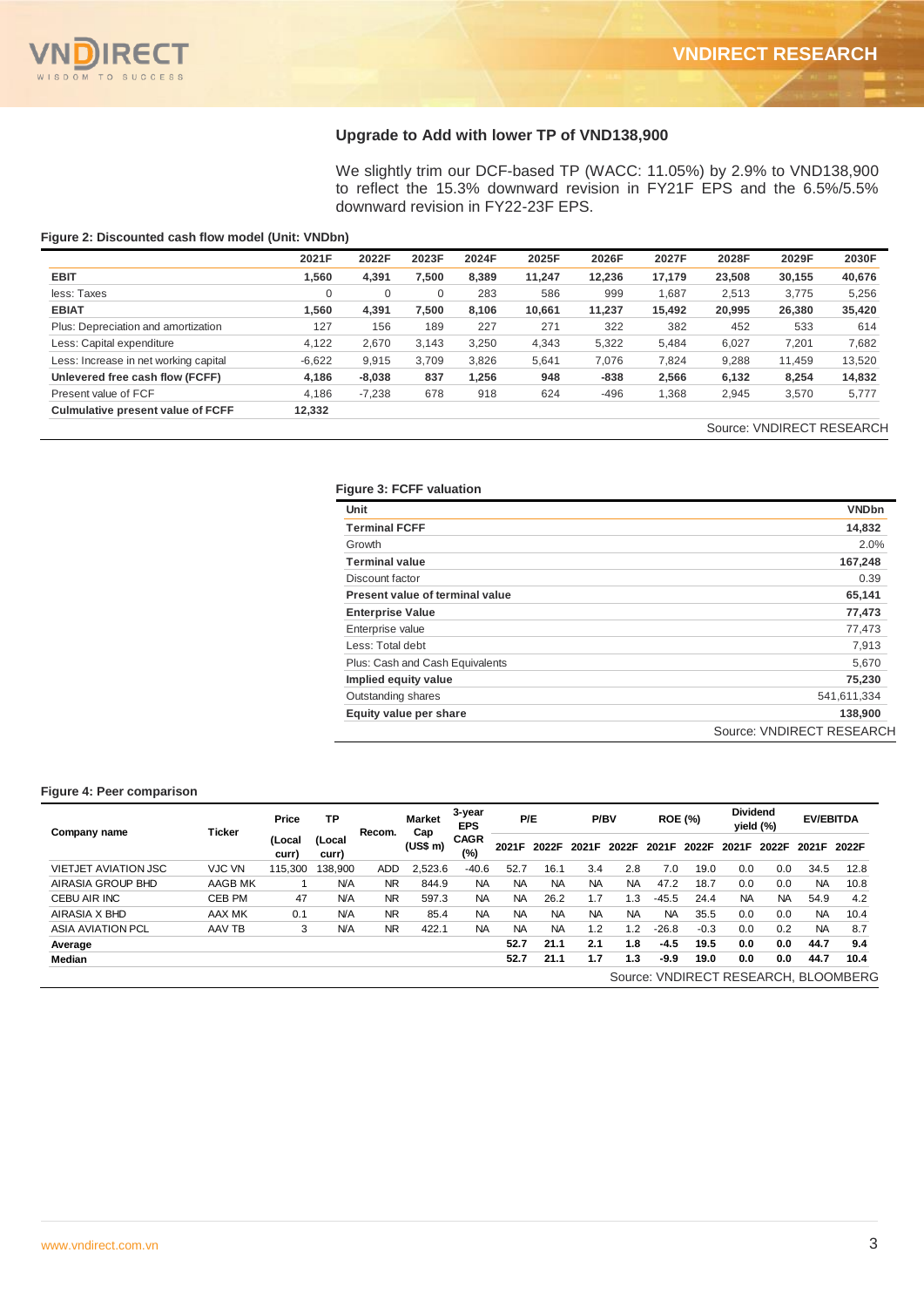## Upgrade to Add with lower TP of VND138,900

We slightly trim our DCF-based TP (WACC: 11.05%) by 2.9% to VND138,900 to reflect the 15.3% downward revision in FY21F EPS and the 6.5%/5.5% downward revision in FY22-23F EPS.

**Figure 2: Discounted cash flow model (Unit: VNDbn)**

| | 2021F | 2022F | 2023F | 2024F | 2025F | 2026F | 2027F | 2028F | 2029F | 2030F |
|---|---|---|---|---|---|---|---|---|---|---|
| **EBIT** | **1,560** | **4,391** | **7,500** | **8,389** | **11,247** | **12,236** | **17,179** | **23,508** | **30,155** | **40,676** |
| less: Taxes | 0 | 0 | 0 | 283 | 586 | 999 | 1,687 | 2,513 | 3,775 | 5,256 |
| **EBIAT** | **1,560** | **4,391** | **7,500** | **8,106** | **10,661** | **11,237** | **15,492** | **20,995** | **26,380** | **35,420** |
| Plus: Depreciation and amortization | 127 | 156 | 189 | 227 | 271 | 322 | 382 | 452 | 533 | 614 |
| Less: Capital expenditure | 4,122 | 2,670 | 3,143 | 3,250 | 4,343 | 5,322 | 5,484 | 6,027 | 7,201 | 7,682 |
| Less: Increase in net working capital | -6,622 | 9,915 | 3,709 | 3,826 | 5,641 | 7,076 | 7,824 | 9,288 | 11,459 | 13,520 |
| **Unlevered free cash flow (FCFF)** | **4,186** | **-8,038** | **837** | **1,256** | **948** | **-838** | **2,566** | **6,132** | **8,254** | **14,832** |
| Present value of FCF | 4,186 | -7,238 | 678 | 918 | 624 | -496 | 1,368 | 2,945 | 3,570 | 5,777 |
| **Culmulative present value of FCFF** | **12,332** | | | | | | | | | |

Source: VNDIRECT RESEARCH

**Figure 3: FCFF valuation**

| Unit | VNDbn |
|---|---|
| **Terminal FCFF** | **14,832** |
| Growth | 2.0% |
| **Terminal value** | **167,248** |
| Discount factor | 0.39 |
| **Present value of terminal value** | **65,141** |
| **Enterprise Value** | **77,473** |
| Enterprise value | 77,473 |
| Less: Total debt | 7,913 |
| Plus: Cash and Cash Equivalents | 5,670 |
| **Implied equity value** | **75,230** |
| Outstanding shares | 541,611,334 |
| **Equity value per share** | **138,900** |

Source: VNDIRECT RESEARCH

**Figure 4: Peer comparison**

| Company name | Ticker | Price (Local curr) | TP (Local curr) | Recom. | Market Cap (US$ m) | 3-year EPS CAGR (%) | P/E | | P/BV | | ROE (%) | | Dividend yield (%) | | EV/EBITDA | |
|---|---|---|---|---|---|---|---|---|---|---|---|---|---|---|---|---|
| | | | | | | | 2021F | 2022F | 2021F | 2022F | 2021F | 2022F | 2021F | 2022F | 2021F | 2022F |
| VIETJET AVIATION JSC | VJC VN | 115,300 | 138,900 | ADD | 2,523.6 | -40.6 | 52.7 | 16.1 | 3.4 | 2.8 | 7.0 | 19.0 | 0.0 | 0.0 | 34.5 | 12.8 |
| AIRASIA GROUP BHD | AAGB MK | 1 | N/A | NR | 844.9 | NA | NA | NA | NA | NA | 47.2 | 18.7 | 0.0 | 0.0 | NA | 10.8 |
| CEBU AIR INC | CEB PM | 47 | N/A | NR | 597.3 | NA | NA | 26.2 | 1.7 | 1.3 | -45.5 | 24.4 | NA | NA | 54.9 | 4.2 |
| AIRASIA X BHD | AAX MK | 0.1 | N/A | NR | 85.4 | NA | NA | NA | NA | NA | NA | 35.5 | 0.0 | 0.0 | NA | 10.4 |
| ASIA AVIATION PCL | AAV TB | 3 | N/A | NR | 422.1 | NA | NA | NA | 1.2 | 1.2 | -26.8 | -0.3 | 0.0 | 0.2 | NA | 8.7 |
| **Average** | | | | | | | **52.7** | **21.1** | **2.1** | **1.8** | **-4.5** | **19.5** | **0.0** | **0.0** | **44.7** | **9.4** |
| **Median** | | | | | | | **52.7** | **21.1** | **1.7** | **1.3** | **-9.9** | **19.0** | **0.0** | **0.0** | **44.7** | **10.4** |

Source: VNDIRECT RESEARCH, BLOOMBERG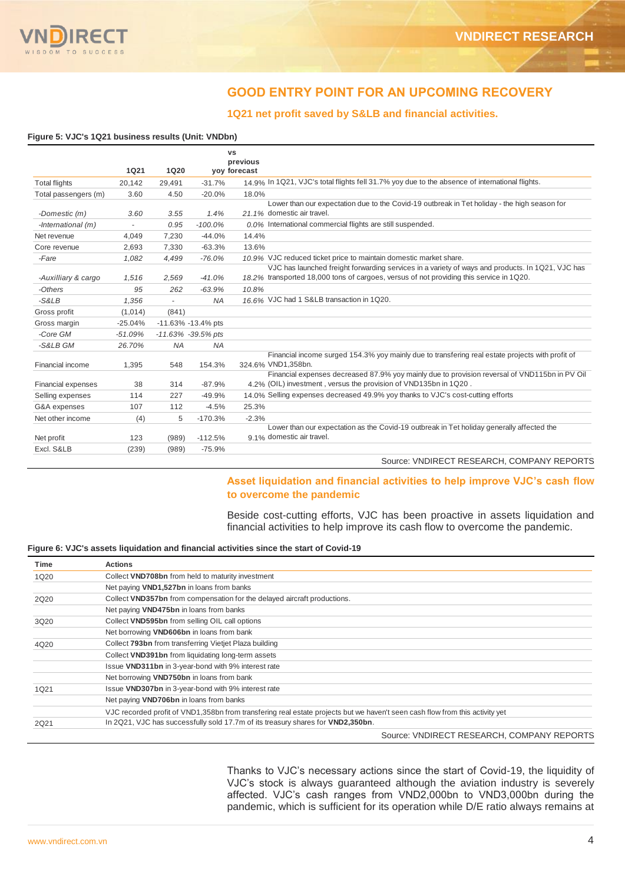## GOOD ENTRY POINT FOR AN UPCOMING RECOVERY

### 1Q21 net profit saved by S&LB and financial activities.

**Figure 5: VJC's 1Q21 business results (Unit: VNDbn)**

| | 1Q21 | 1Q20 | yoy | vs previous forecast | |
|---|---|---|---|---|---|
| Total flights | 20,142 | 29,491 | -31.7% | 14.9% | In 1Q21, VJC's total flights fell 31.7% yoy due to the absence of international flights. |
| Total passengers (m) | 3.60 | 4.50 | -20.0% | 18.0% | |
| *-Domestic (m)* | *3.60* | *3.55* | *1.4%* | *21.1%* | Lower than our expectation due to the Covid-19 outbreak in Tet holiday - the high season for domestic air travel. |
| *-International (m)* | *-* | *0.95* | *-100.0%* | *0.0%* | International commercial flights are still suspended. |
| Net revenue | 4,049 | 7,230 | -44.0% | 14.4% | |
| Core revenue | 2,693 | 7,330 | -63.3% | 13.6% | |
| *-Fare* | *1,082* | *4,499* | *-76.0%* | *10.9%* | VJC reduced ticket price to maintain domestic market share. |
| *-Auxilliary & cargo* | *1,516* | *2,569* | *-41.0%* | *18.2%* | VJC has launched freight forwarding services in a variety of ways and products. In 1Q21, VJC has transported 18,000 tons of cargoes, versus of not providing this service in 1Q20. |
| *-Others* | *95* | *262* | *-63.9%* | *10.8%* | |
| *-S&LB* | *1,356* | *-* | *NA* | *16.6%* | VJC had 1 S&LB transaction in 1Q20. |
| Gross profit | (1,014) | (841) | | | |
| Gross margin | -25.04% | -11.63% | -13.4% pts | | |
| *-Core GM* | *-51.09%* | *-11.63%* | *-39.5% pts* | | |
| *-S&LB GM* | *26.70%* | *NA* | *NA* | | |
| Financial income | 1,395 | 548 | 154.3% | 324.6% | Financial income surged 154.3% yoy mainly due to transfering real estate projects with profit of VND1,358bn. |
| Financial expenses | 38 | 314 | -87.9% | 4.2% | Financial expenses decreased 87.9% yoy mainly due to provision reversal of VND115bn in PV Oil (OIL) investment , versus the provision of VND135bn in 1Q20 . |
| Selling expenses | 114 | 227 | -49.9% | 14.0% | Selling expenses decreased 49.9% yoy thanks to VJC's cost-cutting efforts |
| G&A expenses | 107 | 112 | -4.5% | 25.3% | |
| Net other income | (4) | 5 | -170.3% | -2.3% | |
| Net profit | 123 | (989) | -112.5% | 9.1% | Lower than our expectation as the Covid-19 outbreak in Tet holiday generally affected the domestic air travel. |
| Excl. S&LB | (239) | (989) | -75.9% | | |

Source: VNDIRECT RESEARCH, COMPANY REPORTS

### Asset liquidation and financial activities to help improve VJC's cash flow to overcome the pandemic

Beside cost-cutting efforts, VJC has been proactive in assets liquidation and financial activities to help improve its cash flow to overcome the pandemic.

**Figure 6: VJC's assets liquidation and financial activities since the start of Covid-19**

| Time | Actions |
|---|---|
| 1Q20 | Collect **VND708bn** from held to maturity investment |
| | Net paying **VND1,527bn** in loans from banks |
| 2Q20 | Collect **VND357bn** from compensation for the delayed aircraft productions. |
| | Net paying **VND475bn** in loans from banks |
| 3Q20 | Collect **VND595bn** from selling OIL call options |
| | Net borrowing **VND606bn** in loans from bank |
| 4Q20 | Collect **793bn** from transferring Vietjet Plaza building |
| | Collect **VND391bn** from liquidating long-term assets |
| | Issue **VND311bn** in 3-year-bond with 9% interest rate |
| | Net borrowing **VND750bn** in loans from bank |
| 1Q21 | Issue **VND307bn** in 3-year-bond with 9% interest rate |
| | Net paying **VND706bn** in loans from banks |
| | VJC recorded profit of VND1,358bn from transfering real estate projects but we haven't seen cash flow from this activity yet |
| 2Q21 | In 2Q21, VJC has successfully sold 17.7m of its treasury shares for **VND2,350bn**. |

Source: VNDIRECT RESEARCH, COMPANY REPORTS

Thanks to VJC's necessary actions since the start of Covid-19, the liquidity of VJC's stock is always guaranteed although the aviation industry is severely affected. VJC's cash ranges from VND2,000bn to VND3,000bn during the pandemic, which is sufficient for its operation while D/E ratio always remains at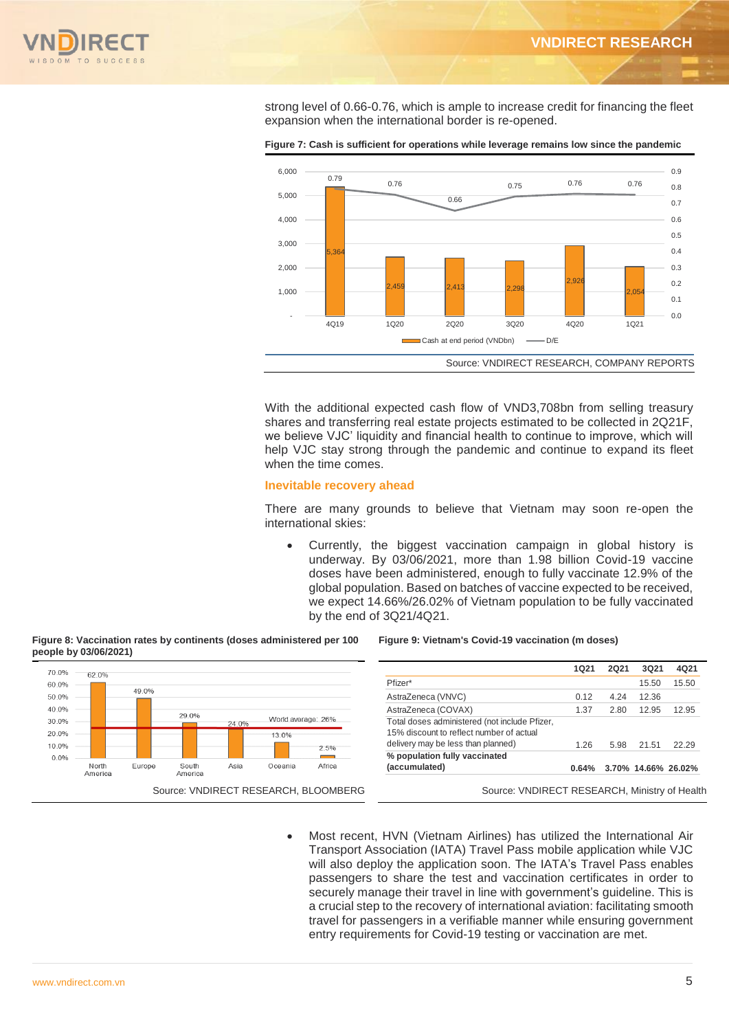strong level of 0.66-0.76, which is ample to increase credit for financing the fleet expansion when the international border is re-opened.

**Figure 7: Cash is sufficient for operations while leverage remains low since the pandemic**

| | 4Q19 | 1Q20 | 2Q20 | 3Q20 | 4Q20 | 1Q21 |
|---|---|---|---|---|---|---|
| Cash at end period (VNDbn) | 5,364 | 2,459 | 2,413 | 2,298 | 2,926 | 2,054 |
| D/E | 0.79 | 0.76 | 0.66 | 0.75 | 0.76 | 0.76 |

Source: VNDIRECT RESEARCH, COMPANY REPORTS

With the additional expected cash flow of VND3,708bn from selling treasury shares and transferring real estate projects estimated to be collected in 2Q21F, we believe VJC' liquidity and financial health to continue to improve, which will help VJC stay strong through the pandemic and continue to expand its fleet when the time comes.

### Inevitable recovery ahead

There are many grounds to believe that Vietnam may soon re-open the international skies:

- Currently, the biggest vaccination campaign in global history is underway. By 03/06/2021, more than 1.98 billion Covid-19 vaccine doses have been administered, enough to fully vaccinate 12.9% of the global population. Based on batches of vaccine expected to be received, we expect 14.66%/26.02% of Vietnam population to be fully vaccinated by the end of 3Q21/4Q21.

**Figure 8: Vaccination rates by continents (doses administered per 100 people by 03/06/2021)**

| North America | Europe | South America | Asia | Oceania | Africa |
|---|---|---|---|---|---|
| 62.0% | 49.0% | 29.0% | 24.0% | 13.0% | 2.5% |

World average: 26%

Source: VNDIRECT RESEARCH, BLOOMBERG

**Figure 9: Vietnam's Covid-19 vaccination (m doses)**

| | 1Q21 | 2Q21 | 3Q21 | 4Q21 |
|---|---|---|---|---|
| Pfizer* | | | 15.50 | 15.50 |
| AstraZeneca (VNVC) | 0.12 | 4.24 | 12.36 | |
| AstraZeneca (COVAX) | 1.37 | 2.80 | 12.95 | 12.95 |
| Total doses administered (not include Pfizer, 15% discount to reflect number of actual delivery may be less than planned) | 1.26 | 5.98 | 21.51 | 22.29 |
| **% population fully vaccinated (accumulated)** | **0.64%** | **3.70%** | **14.66%** | **26.02%** |

Source: VNDIRECT RESEARCH, Ministry of Health

- Most recent, HVN (Vietnam Airlines) has utilized the International Air Transport Association (IATA) Travel Pass mobile application while VJC will also deploy the application soon. The IATA's Travel Pass enables passengers to share the test and vaccination certificates in order to securely manage their travel in line with government's guideline. This is a crucial step to the recovery of international aviation: facilitating smooth travel for passengers in a verifiable manner while ensuring government entry requirements for Covid-19 testing or vaccination are met.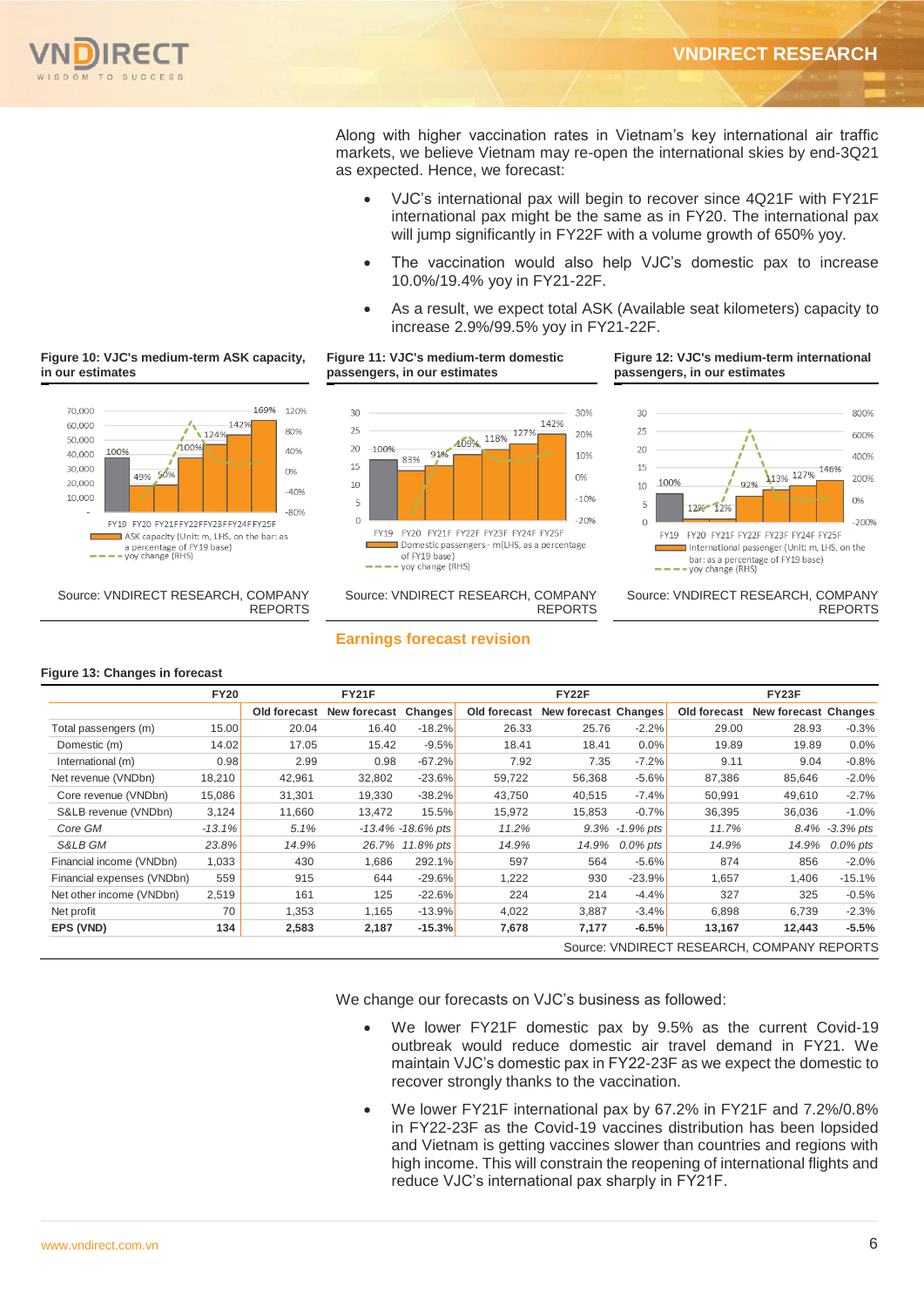Along with higher vaccination rates in Vietnam's key international air traffic markets, we believe Vietnam may re-open the international skies by end-3Q21 as expected. Hence, we forecast:

- VJC's international pax will begin to recover since 4Q21F with FY21F international pax might be the same as in FY20. The international pax will jump significantly in FY22F with a volume growth of 650% yoy.
- The vaccination would also help VJC's domestic pax to increase 10.0%/19.4% yoy in FY21-22F.
- As a result, we expect total ASK (Available seat kilometers) capacity to increase 2.9%/99.5% yoy in FY21-22F.

**Figure 10: VJC's medium-term ASK capacity, in our estimates**

Source: VNDIRECT RESEARCH, COMPANY REPORTS

**Figure 11: VJC's medium-term domestic passengers, in our estimates**

Source: VNDIRECT RESEARCH, COMPANY REPORTS

**Figure 12: VJC's medium-term international passengers, in our estimates**

Source: VNDIRECT RESEARCH, COMPANY REPORTS

## Earnings forecast revision

**Figure 13: Changes in forecast**

| | FY20 | FY21F | | | FY22F | | | FY23F | | |
|---|---|---|---|---|---|---|---|---|---|---|
| | | Old forecast | New forecast | Changes | Old forecast | New forecast | Changes | Old forecast | New forecast | Changes |
| Total passengers (m) | 15.00 | 20.04 | 16.40 | -18.2% | 26.33 | 25.76 | -2.2% | 29.00 | 28.93 | -0.3% |
| Domestic (m) | 14.02 | 17.05 | 15.42 | -9.5% | 18.41 | 18.41 | 0.0% | 19.89 | 19.89 | 0.0% |
| International (m) | 0.98 | 2.99 | 0.98 | -67.2% | 7.92 | 7.35 | -7.2% | 9.11 | 9.04 | -0.8% |
| Net revenue (VNDbn) | 18,210 | 42,961 | 32,802 | -23.6% | 59,722 | 56,368 | -5.6% | 87,386 | 85,646 | -2.0% |
| Core revenue (VNDbn) | 15,086 | 31,301 | 19,330 | -38.2% | 43,750 | 40,515 | -7.4% | 50,991 | 49,610 | -2.7% |
| S&LB revenue (VNDbn) | 3,124 | 11,660 | 13,472 | 15.5% | 15,972 | 15,853 | -0.7% | 36,395 | 36,036 | -1.0% |
| *Core GM* | *-13.1%* | *5.1%* | *-13.4%* | *-18.6% pts* | *11.2%* | *9.3%* | *-1.9% pts* | *11.7%* | *8.4%* | *-3.3% pts* |
| *S&LB GM* | *23.8%* | *14.9%* | *26.7%* | *11.8% pts* | *14.9%* | *14.9%* | *0.0% pts* | *14.9%* | *14.9%* | *0.0% pts* |
| Financial income (VNDbn) | 1,033 | 430 | 1,686 | 292.1% | 597 | 564 | -5.6% | 874 | 856 | -2.0% |
| Financial expenses (VNDbn) | 559 | 915 | 644 | -29.6% | 1,222 | 930 | -23.9% | 1,657 | 1,406 | -15.1% |
| Net other income (VNDbn) | 2,519 | 161 | 125 | -22.6% | 224 | 214 | -4.4% | 327 | 325 | -0.5% |
| Net profit | 70 | 1,353 | 1,165 | -13.9% | 4,022 | 3,887 | -3.4% | 6,898 | 6,739 | -2.3% |
| **EPS (VND)** | **134** | **2,583** | **2,187** | **-15.3%** | **7,678** | **7,177** | **-6.5%** | **13,167** | **12,443** | **-5.5%** |

Source: VNDIRECT RESEARCH, COMPANY REPORTS

We change our forecasts on VJC's business as followed:

- We lower FY21F domestic pax by 9.5% as the current Covid-19 outbreak would reduce domestic air travel demand in FY21. We maintain VJC's domestic pax in FY22-23F as we expect the domestic to recover strongly thanks to the vaccination.
- We lower FY21F international pax by 67.2% in FY21F and 7.2%/0.8% in FY22-23F as the Covid-19 vaccines distribution has been lopsided and Vietnam is getting vaccines slower than countries and regions with high income. This will constrain the reopening of international flights and reduce VJC's international pax sharply in FY21F.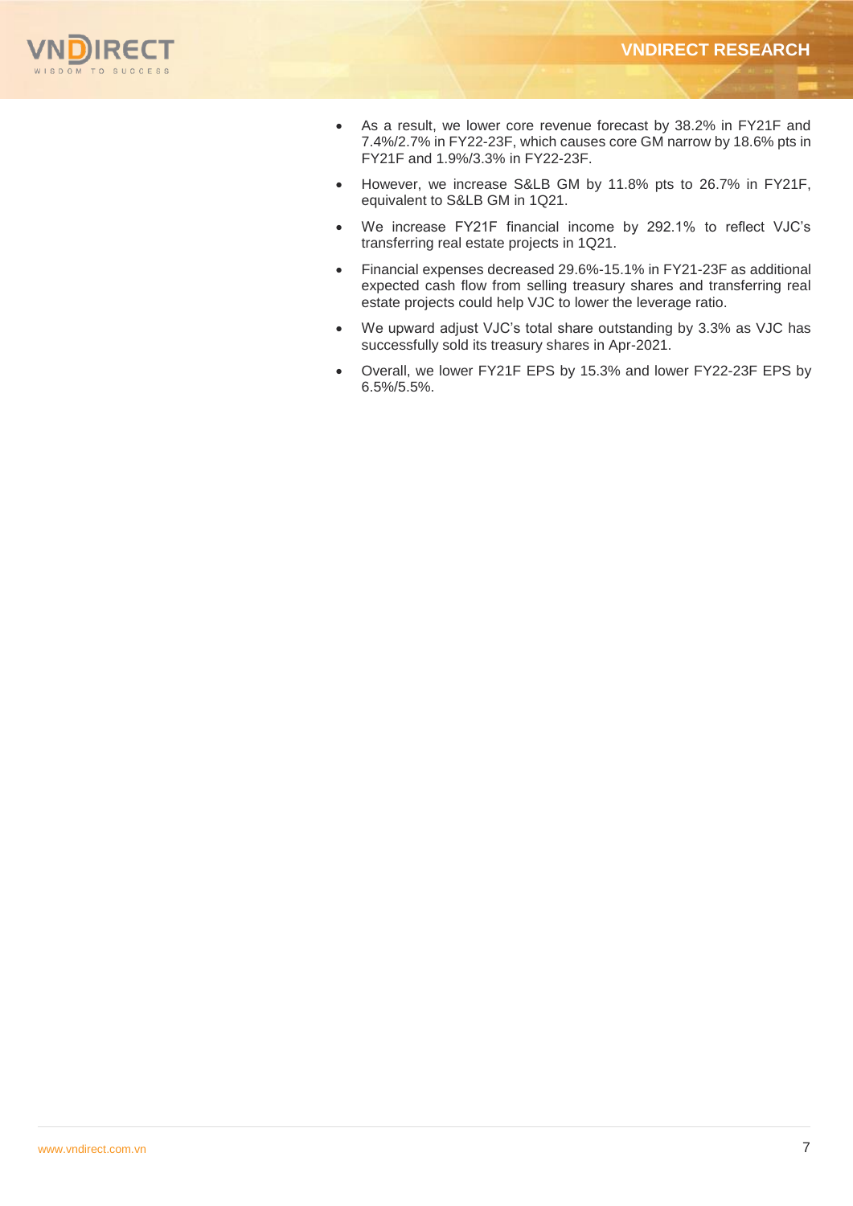- As a result, we lower core revenue forecast by 38.2% in FY21F and 7.4%/2.7% in FY22-23F, which causes core GM narrow by 18.6% pts in FY21F and 1.9%/3.3% in FY22-23F.
- However, we increase S&LB GM by 11.8% pts to 26.7% in FY21F, equivalent to S&LB GM in 1Q21.
- We increase FY21F financial income by 292.1% to reflect VJC's transferring real estate projects in 1Q21.
- Financial expenses decreased 29.6%-15.1% in FY21-23F as additional expected cash flow from selling treasury shares and transferring real estate projects could help VJC to lower the leverage ratio.
- We upward adjust VJC's total share outstanding by 3.3% as VJC has successfully sold its treasury shares in Apr-2021.
- Overall, we lower FY21F EPS by 15.3% and lower FY22-23F EPS by 6.5%/5.5%.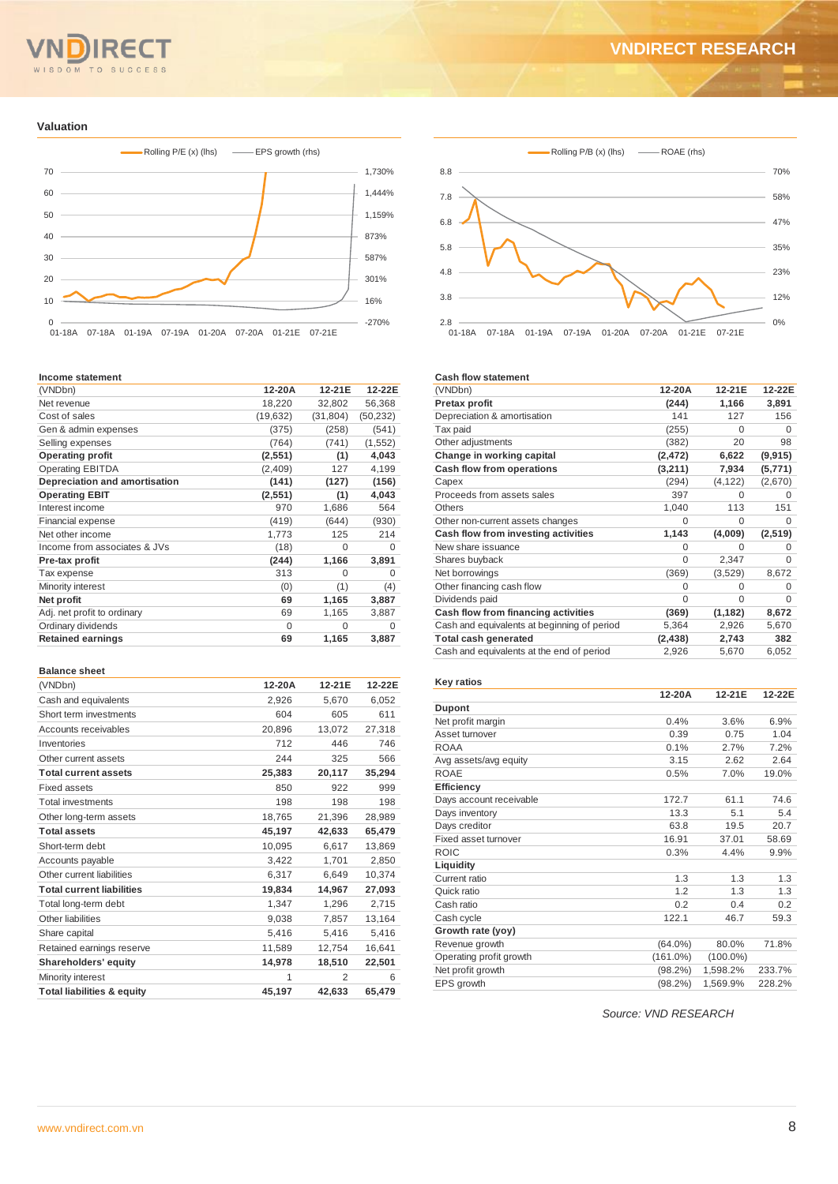## Valuation

Rolling P/E (x) (lhs) — EPS growth (rhs)

Rolling P/B (x) (lhs) — ROAE (rhs)

### Income statement

| (VNDbn) | 12-20A | 12-21E | 12-22E |
|---|---|---|---|
| Net revenue | 18,220 | 32,802 | 56,368 |
| Cost of sales | (19,632) | (31,804) | (50,232) |
| Gen & admin expenses | (375) | (258) | (541) |
| Selling expenses | (764) | (741) | (1,552) |
| **Operating profit** | **(2,551)** | **(1)** | **4,043** |
| Operating EBITDA | (2,409) | 127 | 4,199 |
| **Depreciation and amortisation** | **(141)** | **(127)** | **(156)** |
| **Operating EBIT** | **(2,551)** | **(1)** | **4,043** |
| Interest income | 970 | 1,686 | 564 |
| Financial expense | (419) | (644) | (930) |
| Net other income | 1,773 | 125 | 214 |
| Income from associates & JVs | (18) | 0 | 0 |
| **Pre-tax profit** | **(244)** | **1,166** | **3,891** |
| Tax expense | 313 | 0 | 0 |
| Minority interest | (0) | (1) | (4) |
| **Net profit** | **69** | **1,165** | **3,887** |
| Adj. net profit to ordinary | 69 | 1,165 | 3,887 |
| Ordinary dividends | 0 | 0 | 0 |
| **Retained earnings** | **69** | **1,165** | **3,887** |

### Balance sheet

| (VNDbn) | 12-20A | 12-21E | 12-22E |
|---|---|---|---|
| Cash and equivalents | 2,926 | 5,670 | 6,052 |
| Short term investments | 604 | 605 | 611 |
| Accounts receivables | 20,896 | 13,072 | 27,318 |
| Inventories | 712 | 446 | 746 |
| Other current assets | 244 | 325 | 566 |
| **Total current assets** | **25,383** | **20,117** | **35,294** |
| Fixed assets | 850 | 922 | 999 |
| Total investments | 198 | 198 | 198 |
| Other long-term assets | 18,765 | 21,396 | 28,989 |
| **Total assets** | **45,197** | **42,633** | **65,479** |
| Short-term debt | 10,095 | 6,617 | 13,869 |
| Accounts payable | 3,422 | 1,701 | 2,850 |
| Other current liabilities | 6,317 | 6,649 | 10,374 |
| **Total current liabilities** | **19,834** | **14,967** | **27,093** |
| Total long-term debt | 1,347 | 1,296 | 2,715 |
| Other liabilities | 9,038 | 7,857 | 13,164 |
| Share capital | 5,416 | 5,416 | 5,416 |
| Retained earnings reserve | 11,589 | 12,754 | 16,641 |
| **Shareholders' equity** | **14,978** | **18,510** | **22,501** |
| Minority interest | 1 | 2 | 6 |
| **Total liabilities & equity** | **45,197** | **42,633** | **65,479** |

### Cash flow statement

| (VNDbn) | 12-20A | 12-21E | 12-22E |
|---|---|---|---|
| **Pretax profit** | **(244)** | **1,166** | **3,891** |
| Depreciation & amortisation | 141 | 127 | 156 |
| Tax paid | (255) | 0 | 0 |
| Other adjustments | (382) | 20 | 98 |
| **Change in working capital** | **(2,472)** | **6,622** | **(9,915)** |
| **Cash flow from operations** | **(3,211)** | **7,934** | **(5,771)** |
| Capex | (294) | (4,122) | (2,670) |
| Proceeds from assets sales | 397 | 0 | 0 |
| Others | 1,040 | 113 | 151 |
| Other non-current assets changes | 0 | 0 | 0 |
| **Cash flow from investing activities** | **1,143** | **(4,009)** | **(2,519)** |
| New share issuance | 0 | 0 | 0 |
| Shares buyback | 0 | 2,347 | 0 |
| Net borrowings | (369) | (3,529) | 8,672 |
| Other financing cash flow | 0 | 0 | 0 |
| Dividends paid | 0 | 0 | 0 |
| **Cash flow from financing activities** | **(369)** | **(1,182)** | **8,672** |
| Cash and equivalents at beginning of period | 5,364 | 2,926 | 5,670 |
| **Total cash generated** | **(2,438)** | **2,743** | **382** |
| Cash and equivalents at the end of period | 2,926 | 5,670 | 6,052 |

### Key ratios

| | 12-20A | 12-21E | 12-22E |
|---|---|---|---|
| **Dupont** | | | |
| Net profit margin | 0.4% | 3.6% | 6.9% |
| Asset turnover | 0.39 | 0.75 | 1.04 |
| ROAA | 0.1% | 2.7% | 7.2% |
| Avg assets/avg equity | 3.15 | 2.62 | 2.64 |
| ROAE | 0.5% | 7.0% | 19.0% |
| **Efficiency** | | | |
| Days account receivable | 172.7 | 61.1 | 74.6 |
| Days inventory | 13.3 | 5.1 | 5.4 |
| Days creditor | 63.8 | 19.5 | 20.7 |
| Fixed asset turnover | 16.91 | 37.01 | 58.69 |
| ROIC | 0.3% | 4.4% | 9.9% |
| **Liquidity** | | | |
| Current ratio | 1.3 | 1.3 | 1.3 |
| Quick ratio | 1.2 | 1.3 | 1.3 |
| Cash ratio | 0.2 | 0.4 | 0.2 |
| Cash cycle | 122.1 | 46.7 | 59.3 |
| **Growth rate (yoy)** | | | |
| Revenue growth | (64.0%) | 80.0% | 71.8% |
| Operating profit growth | (161.0%) | (100.0%) | |
| Net profit growth | (98.2%) | 1,598.2% | 233.7% |
| EPS growth | (98.2%) | 1,569.9% | 228.2% |

*Source: VND RESEARCH*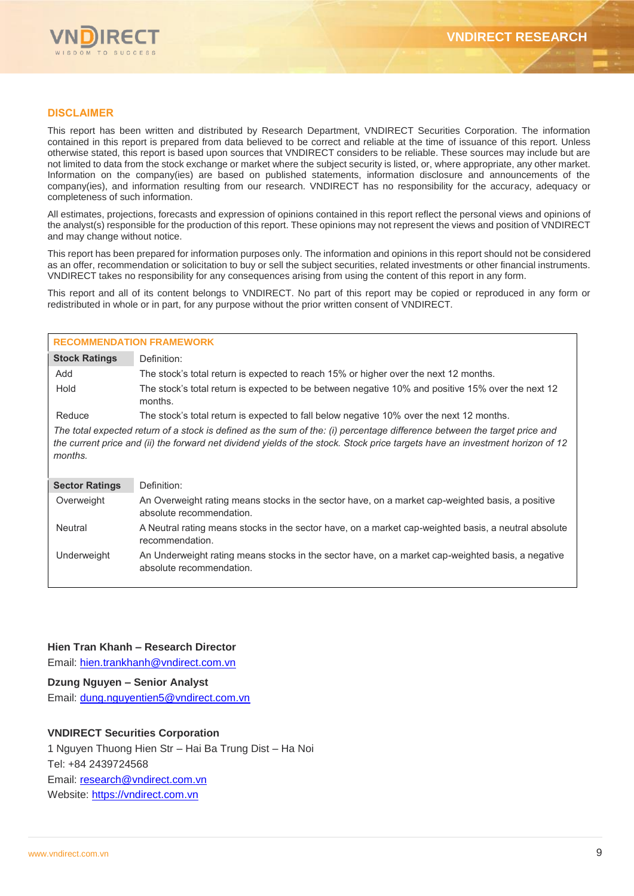## DISCLAIMER

This report has been written and distributed by Research Department, VNDIRECT Securities Corporation. The information contained in this report is prepared from data believed to be correct and reliable at the time of issuance of this report. Unless otherwise stated, this report is based upon sources that VNDIRECT considers to be reliable. These sources may include but are not limited to data from the stock exchange or market where the subject security is listed, or, where appropriate, any other market. Information on the company(ies) are based on published statements, information disclosure and announcements of the company(ies), and information resulting from our research. VNDIRECT has no responsibility for the accuracy, adequacy or completeness of such information.

All estimates, projections, forecasts and expression of opinions contained in this report reflect the personal views and opinions of the analyst(s) responsible for the production of this report. These opinions may not represent the views and position of VNDIRECT and may change without notice.

This report has been prepared for information purposes only. The information and opinions in this report should not be considered as an offer, recommendation or solicitation to buy or sell the subject securities, related investments or other financial instruments. VNDIRECT takes no responsibility for any consequences arising from using the content of this report in any form.

This report and all of its content belongs to VNDIRECT. No part of this report may be copied or reproduced in any form or redistributed in whole or in part, for any purpose without the prior written consent of VNDIRECT.

### RECOMMENDATION FRAMEWORK

| Stock Ratings | Definition: |
|---|---|
| Add | The stock's total return is expected to reach 15% or higher over the next 12 months. |
| Hold | The stock's total return is expected to be between negative 10% and positive 15% over the next 12 months. |
| Reduce | The stock's total return is expected to fall below negative 10% over the next 12 months. |

*The total expected return of a stock is defined as the sum of the: (i) percentage difference between the target price and the current price and (ii) the forward net dividend yields of the stock. Stock price targets have an investment horizon of 12 months.*

| Sector Ratings | Definition: |
|---|---|
| Overweight | An Overweight rating means stocks in the sector have, on a market cap-weighted basis, a positive absolute recommendation. |
| Neutral | A Neutral rating means stocks in the sector have, on a market cap-weighted basis, a neutral absolute recommendation. |
| Underweight | An Underweight rating means stocks in the sector have, on a market cap-weighted basis, a negative absolute recommendation. |

**Hien Tran Khanh – Research Director**
Email: hien.trankhanh@vndirect.com.vn

**Dzung Nguyen – Senior Analyst**
Email: dung.nguyentien5@vndirect.com.vn

**VNDIRECT Securities Corporation**
1 Nguyen Thuong Hien Str – Hai Ba Trung Dist – Ha Noi
Tel: +84 2439724568
Email: research@vndirect.com.vn
Website: https://vndirect.com.vn